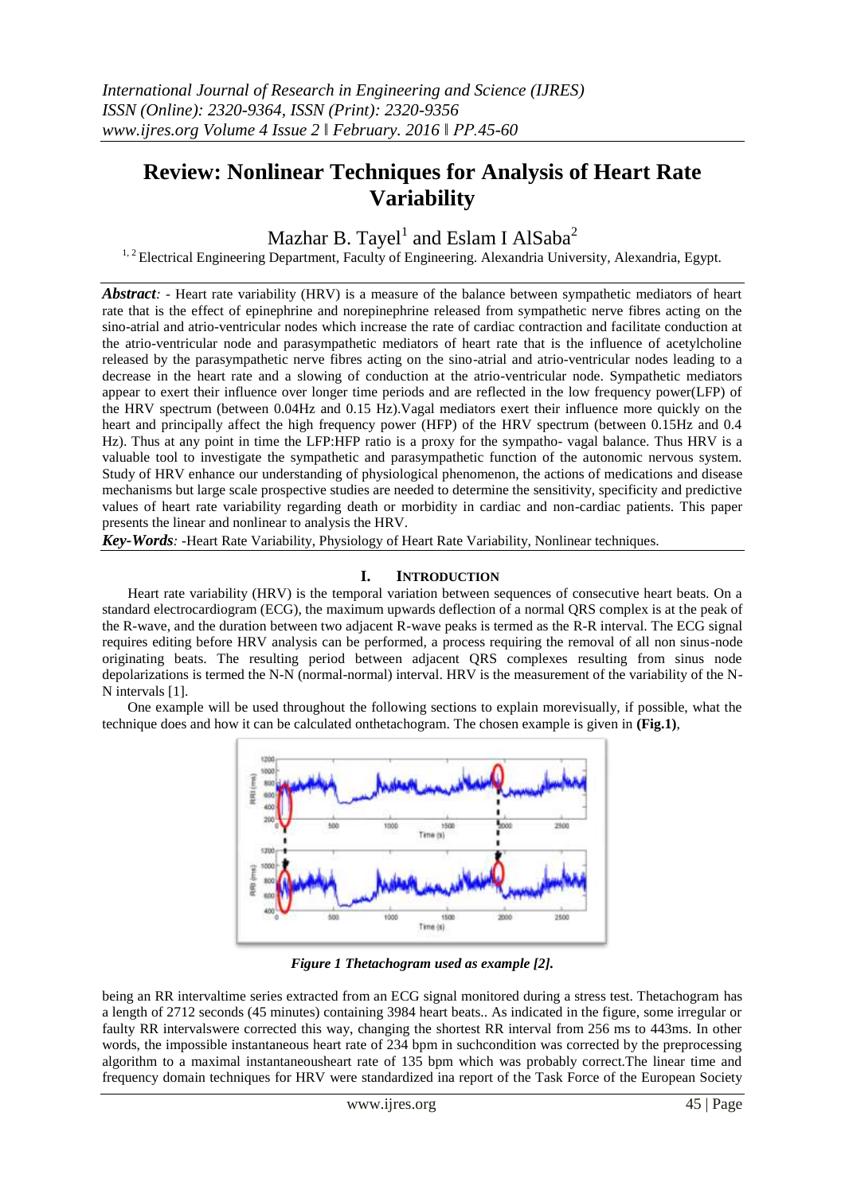# Review: Nonlinear Techniques for Analysis of Heart Rate Variability

Mazhar B. Tayel[1] and Eslam I AlSaba[2]

[1, 2] Electrical Engineering Department, Faculty of Engineering. Alexandria University, Alexandria, Egypt.

***Abstract***: - Heart rate variability (HRV) is a measure of the balance between sympathetic mediators of heart rate that is the effect of epinephrine and norepinephrine released from sympathetic nerve fibres acting on the sino-atrial and atrio-ventricular nodes which increase the rate of cardiac contraction and facilitate conduction at the atrio-ventricular node and parasympathetic mediators of heart rate that is the influence of acetylcholine released by the parasympathetic nerve fibres acting on the sino-atrial and atrio-ventricular nodes leading to a decrease in the heart rate and a slowing of conduction at the atrio-ventricular node. Sympathetic mediators appear to exert their influence over longer time periods and are reflected in the low frequency power(LFP) of the HRV spectrum (between 0.04Hz and 0.15 Hz).Vagal mediators exert their influence more quickly on the heart and principally affect the high frequency power (HFP) of the HRV spectrum (between 0.15Hz and 0.4 Hz). Thus at any point in time the LFP:HFP ratio is a proxy for the sympatho- vagal balance. Thus HRV is a valuable tool to investigate the sympathetic and parasympathetic function of the autonomic nervous system. Study of HRV enhance our understanding of physiological phenomenon, the actions of medications and disease mechanisms but large scale prospective studies are needed to determine the sensitivity, specificity and predictive values of heart rate variability regarding death or morbidity in cardiac and non-cardiac patients. This paper presents the linear and nonlinear to analysis the HRV.

***Key-Words***: -Heart Rate Variability, Physiology of Heart Rate Variability, Nonlinear techniques.

## I. INTRODUCTION

Heart rate variability (HRV) is the temporal variation between sequences of consecutive heart beats. On a standard electrocardiogram (ECG), the maximum upwards deflection of a normal QRS complex is at the peak of the R-wave, and the duration between two adjacent R-wave peaks is termed as the R-R interval. The ECG signal requires editing before HRV analysis can be performed, a process requiring the removal of all non sinus-node originating beats. The resulting period between adjacent QRS complexes resulting from sinus node depolarizations is termed the N-N (normal-normal) interval. HRV is the measurement of the variability of the N-N intervals [1].

One example will be used throughout the following sections to explain morevisually, if possible, what the technique does and how it can be calculated onthetachogram. The chosen example is given in **(Fig.1)**,

***Figure 1 Thetachogram used as example [2].***

being an RR intervaltime series extracted from an ECG signal monitored during a stress test. Thetachogram has a length of 2712 seconds (45 minutes) containing 3984 heart beats.. As indicated in the figure, some irregular or faulty RR intervalswere corrected this way, changing the shortest RR interval from 256 ms to 443ms. In other words, the impossible instantaneous heart rate of 234 bpm in suchcondition was corrected by the preprocessing algorithm to a maximal instantaneousheart rate of 135 bpm which was probably correct.The linear time and frequency domain techniques for HRV were standardized ina report of the Task Force of the European Society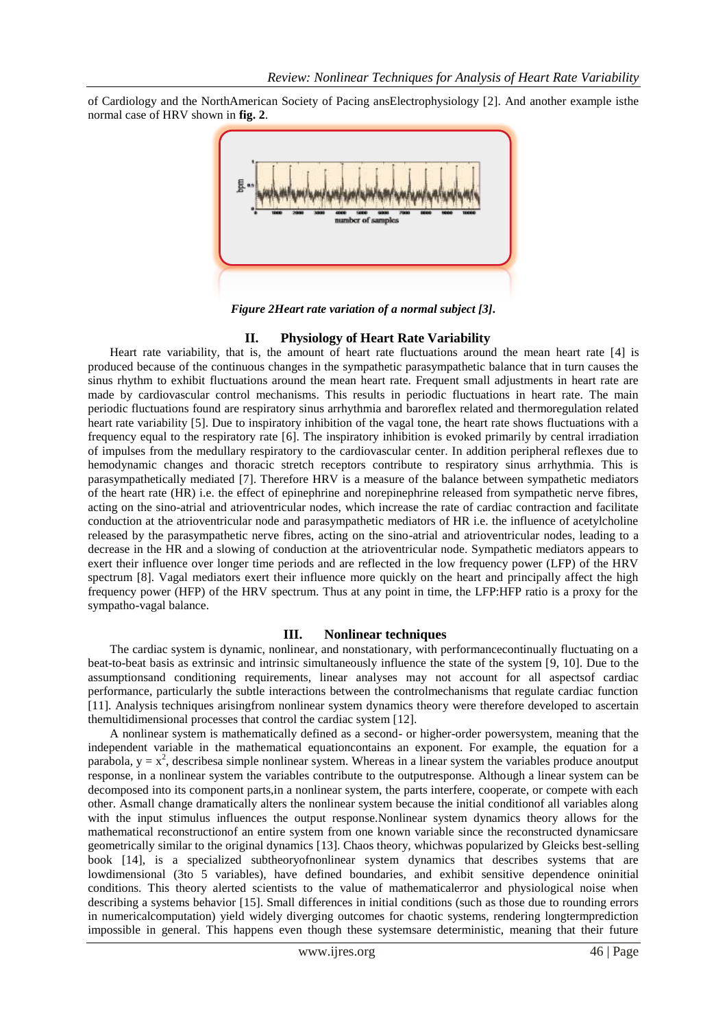of Cardiology and the NorthAmerican Society of Pacing ansElectrophysiology [2]. And another example isthe normal case of HRV shown in **fig. 2**.

***Figure 2Heart rate variation of a normal subject [3].***

## II. Physiology of Heart Rate Variability

Heart rate variability, that is, the amount of heart rate fluctuations around the mean heart rate [4] is produced because of the continuous changes in the sympathetic parasympathetic balance that in turn causes the sinus rhythm to exhibit fluctuations around the mean heart rate. Frequent small adjustments in heart rate are made by cardiovascular control mechanisms. This results in periodic fluctuations in heart rate. The main periodic fluctuations found are respiratory sinus arrhythmia and baroreflex related and thermoregulation related heart rate variability [5]. Due to inspiratory inhibition of the vagal tone, the heart rate shows fluctuations with a frequency equal to the respiratory rate [6]. The inspiratory inhibition is evoked primarily by central irradiation of impulses from the medullary respiratory to the cardiovascular center. In addition peripheral reflexes due to hemodynamic changes and thoracic stretch receptors contribute to respiratory sinus arrhythmia. This is parasympathetically mediated [7]. Therefore HRV is a measure of the balance between sympathetic mediators of the heart rate (HR) i.e. the effect of epinephrine and norepinephrine released from sympathetic nerve fibres, acting on the sino-atrial and atrioventricular nodes, which increase the rate of cardiac contraction and facilitate conduction at the atrioventricular node and parasympathetic mediators of HR i.e. the influence of acetylcholine released by the parasympathetic nerve fibres, acting on the sino-atrial and atrioventricular nodes, leading to a decrease in the HR and a slowing of conduction at the atrioventricular node. Sympathetic mediators appears to exert their influence over longer time periods and are reflected in the low frequency power (LFP) of the HRV spectrum [8]. Vagal mediators exert their influence more quickly on the heart and principally affect the high frequency power (HFP) of the HRV spectrum. Thus at any point in time, the LFP:HFP ratio is a proxy for the sympatho-vagal balance.

## III. Nonlinear techniques

The cardiac system is dynamic, nonlinear, and nonstationary, with performancecontinually fluctuating on a beat-to-beat basis as extrinsic and intrinsic simultaneously influence the state of the system [9, 10]. Due to the assumptionsand conditioning requirements, linear analyses may not account for all aspectsof cardiac performance, particularly the subtle interactions between the controlmechanisms that regulate cardiac function [11]. Analysis techniques arisingfrom nonlinear system dynamics theory were therefore developed to ascertain themultidimensional processes that control the cardiac system [12].

A nonlinear system is mathematically defined as a second- or higher-order powersystem, meaning that the independent variable in the mathematical equationcontains an exponent. For example, the equation for a parabola, $y = x^2$, describesa simple nonlinear system. Whereas in a linear system the variables produce anoutput response, in a nonlinear system the variables contribute to the outputresponse. Although a linear system can be decomposed into its component parts,in a nonlinear system, the parts interfere, cooperate, or compete with each other. Asmall change dramatically alters the nonlinear system because the initial conditionof all variables along with the input stimulus influences the output response.Nonlinear system dynamics theory allows for the mathematical reconstructionof an entire system from one known variable since the reconstructed dynamicsare geometrically similar to the original dynamics [13]. Chaos theory, whichwas popularized by Gleicks best-selling book [14], is a specialized subtheoryofnonlinear system dynamics that describes systems that are lowdimensional (3to 5 variables), have defined boundaries, and exhibit sensitive dependence oninitial conditions. This theory alerted scientists to the value of mathematicalerror and physiological noise when describing a systems behavior [15]. Small differences in initial conditions (such as those due to rounding errors in numericalcomputation) yield widely diverging outcomes for chaotic systems, rendering longtermprediction impossible in general. This happens even though these systemsare deterministic, meaning that their future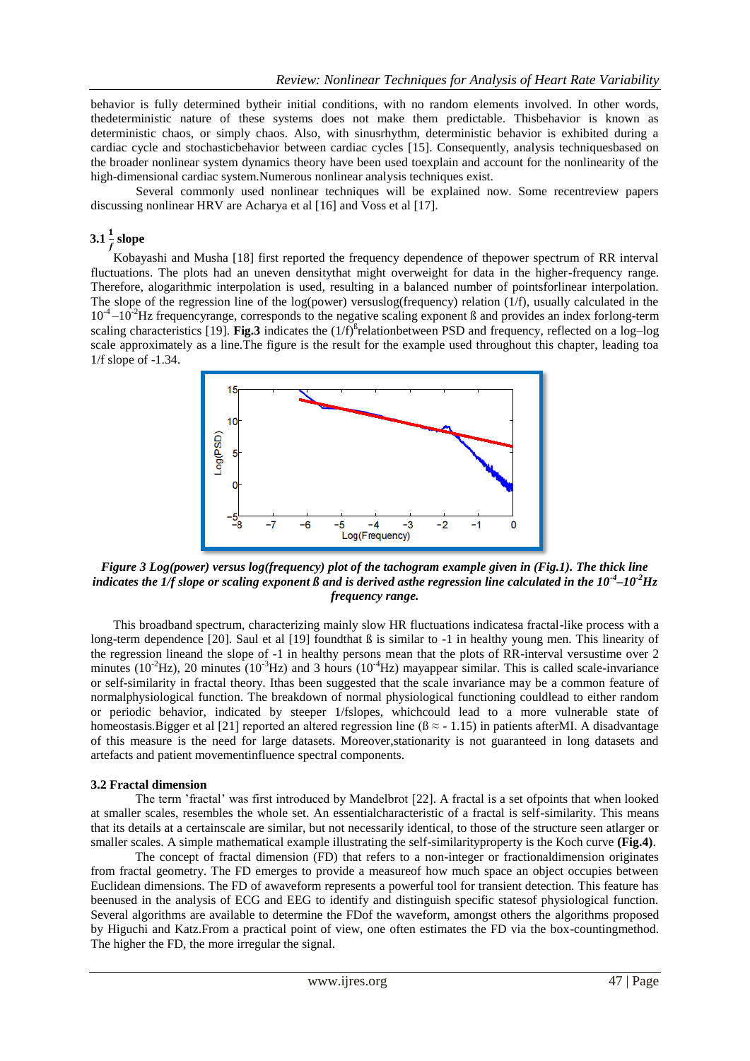behavior is fully determined bytheir initial conditions, with no random elements involved. In other words, thedeterministic nature of these systems does not make them predictable. Thisbehavior is known as deterministic chaos, or simply chaos. Also, with sinusrhythm, deterministic behavior is exhibited during a cardiac cycle and stochasticbehavior between cardiac cycles [15]. Consequently, analysis techniquesbased on the broader nonlinear system dynamics theory have been used toexplain and account for the nonlinearity of the high-dimensional cardiac system.Numerous nonlinear analysis techniques exist.

Several commonly used nonlinear techniques will be explained now. Some recentreview papers discussing nonlinear HRV are Acharya et al [16] and Voss et al [17].

### 3.1 $\frac{1}{f}$ slope

Kobayashi and Musha [18] first reported the frequency dependence of thepower spectrum of RR interval fluctuations. The plots had an uneven densitythat might overweight for data in the higher-frequency range. Therefore, alogarithmic interpolation is used, resulting in a balanced number of pointsforlinear interpolation. The slope of the regression line of the log(power) versuslog(frequency) relation (1/f), usually calculated in the $10^{-4}$–$10^{-2}$Hz frequencyrange, corresponds to the negative scaling exponent ß and provides an index forlong-term scaling characteristics [19]. **Fig.3** indicates the $(1/f)^{ß}$relationbetween PSD and frequency, reflected on a log–log scale approximately as a line.The figure is the result for the example used throughout this chapter, leading toa 1/f slope of -1.34.

*Figure 3 Log(power) versus log(frequency) plot of the tachogram example given in (Fig.1). The thick line indicates the 1/f slope or scaling exponent ß and is derived asthe regression line calculated in the $10^{-4}$–$10^{-2}$Hz frequency range.*

This broadband spectrum, characterizing mainly slow HR fluctuations indicatesa fractal-like process with a long-term dependence [20]. Saul et al [19] foundthat ß is similar to -1 in healthy young men. This linearity of the regression lineand the slope of -1 in healthy persons mean that the plots of RR-interval versustime over 2 minutes ($10^{-2}$Hz), 20 minutes ($10^{-3}$Hz) and 3 hours ($10^{-4}$Hz) mayappear similar. This is called scale-invariance or self-similarity in fractal theory. Ithas been suggested that the scale invariance may be a common feature of normalphysiological function. The breakdown of normal physiological functioning couldlead to either random or periodic behavior, indicated by steeper 1/fslopes, whichcould lead to a more vulnerable state of homeostasis.Bigger et al [21] reported an altered regression line ($ß \approx -1.15$) in patients afterMI. A disadvantage of this measure is the need for large datasets. Moreover,stationarity is not guaranteed in long datasets and artefacts and patient movementinfluence spectral components.

### 3.2 Fractal dimension

The term 'fractal' was first introduced by Mandelbrot [22]. A fractal is a set ofpoints that when looked at smaller scales, resembles the whole set. An essentialcharacteristic of a fractal is self-similarity. This means that its details at a certainscale are similar, but not necessarily identical, to those of the structure seen atlarger or smaller scales. A simple mathematical example illustrating the self-similarityproperty is the Koch curve **(Fig.4)**.

The concept of fractal dimension (FD) that refers to a non-integer or fractionaldimension originates from fractal geometry. The FD emerges to provide a measureof how much space an object occupies between Euclidean dimensions. The FD of awaveform represents a powerful tool for transient detection. This feature has beenused in the analysis of ECG and EEG to identify and distinguish specific statesof physiological function. Several algorithms are available to determine the FDof the waveform, amongst others the algorithms proposed by Higuchi and Katz.From a practical point of view, one often estimates the FD via the box-countingmethod. The higher the FD, the more irregular the signal.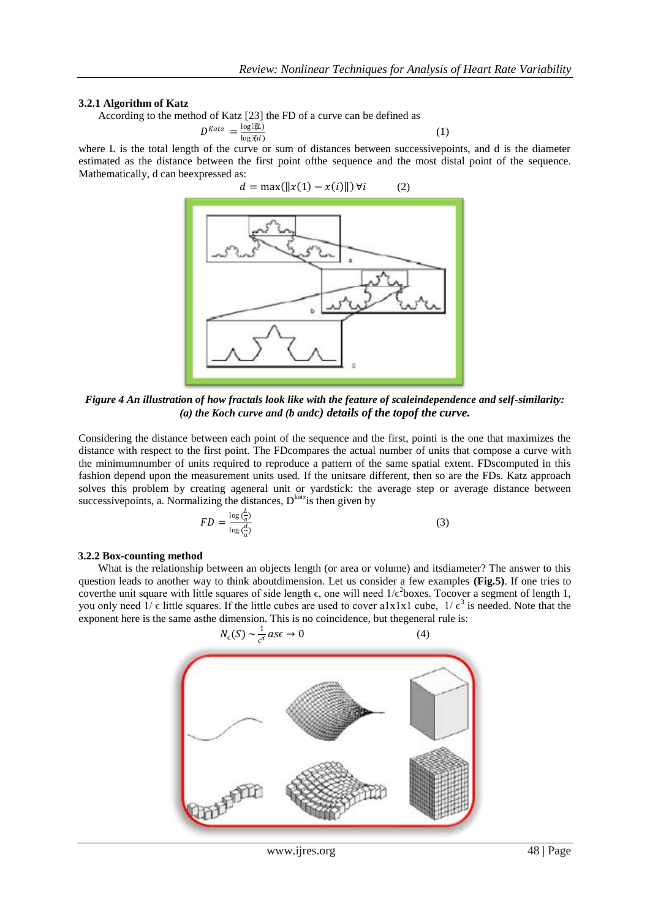### 3.2.1 Algorithm of Katz

According to the method of Katz [23] the FD of a curve can be defined as

$$D^{Katz} = \frac{\log(L)}{\log(d)} \quad (1)$$

where L is the total length of the curve or sum of distances between successivepoints, and d is the diameter estimated as the distance between the first point ofthe sequence and the most distal point of the sequence. Mathematically, d can beexpressed as:

$$d = \max(\|x(1) - x(i)\|)\ \forall i \quad (2)$$

*Figure 4 An illustration of how fractals look like with the feature of scaleindependence and self-similarity: (a) the Koch curve and (b andc) details of the topof the curve.*

Considering the distance between each point of the sequence and the first, pointi is the one that maximizes the distance with respect to the first point. The FDcompares the actual number of units that compose a curve with the minimumnumber of units required to reproduce a pattern of the same spatial extent. FDscomputed in this fashion depend upon the measurement units used. If the unitsare different, then so are the FDs. Katz approach solves this problem by creating ageneral unit or yardstick: the average step or average distance between successivepoints, a. Normalizing the distances, $D^{katz}$is then given by

$$FD = \frac{\log\left(\frac{L}{a}\right)}{\log\left(\frac{d}{a}\right)} \quad (3)$$

### 3.2.2 Box-counting method

What is the relationship between an objects length (or area or volume) and itsdiameter? The answer to this question leads to another way to think aboutdimension. Let us consider a few examples **(Fig.5)**. If one tries to coverthe unit square with little squares of side length $\epsilon$, one will need $1/\epsilon^2$boxes. Tocover a segment of length 1, you only need $1/\epsilon$ little squares. If the little cubes are used to cover a1x1x1 cube, $1/\epsilon^3$ is needed. Note that the exponent here is the same asthe dimension. This is no coincidence, but thegeneral rule is:

$$N_\epsilon(S) \sim \frac{1}{\epsilon^d}\ as \epsilon \rightarrow 0 \quad (4)$$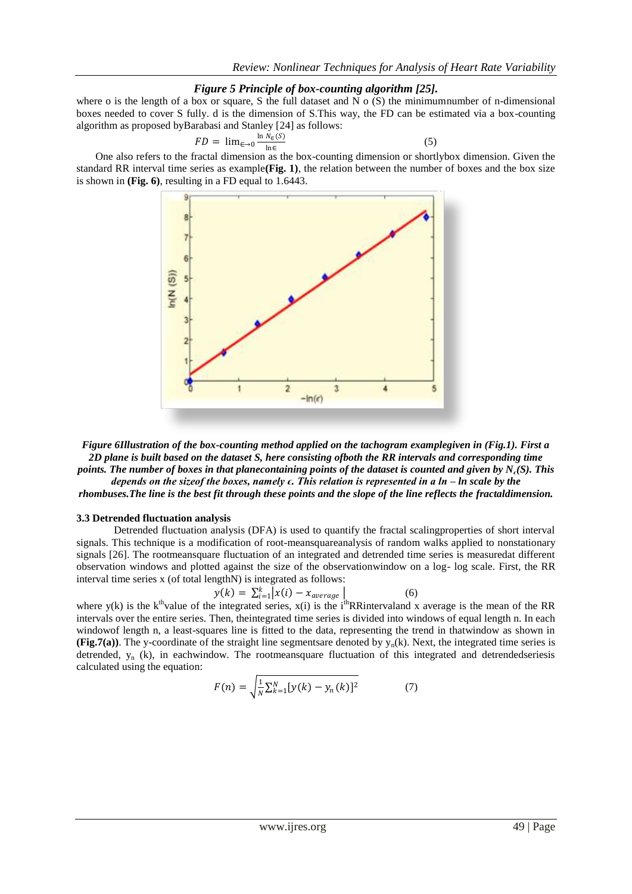*Figure 5 Principle of box-counting algorithm [25].*

where o is the length of a box or square, S the full dataset and N o (S) the minimumnumber of n-dimensional boxes needed to cover S fully. d is the dimension of S.This way, the FD can be estimated via a box-counting algorithm as proposed byBarabasi and Stanley [24] as follows:

$$FD = \lim_{\epsilon \to 0} \frac{\ln N_{\epsilon}(S)}{\ln \epsilon} \tag{5}$$

One also refers to the fractal dimension as the box-counting dimension or shortlybox dimension. Given the standard RR interval time series as example**(Fig. 1)**, the relation between the number of boxes and the box size is shown in **(Fig. 6)**, resulting in a FD equal to 1.6443.

***Figure 6Illustration of the box-counting method applied on the tachogram examplegiven in (Fig.1). First a 2D plane is built based on the dataset S, here consisting ofboth the RR intervals and corresponding time points. The number of boxes in that planecontaining points of the dataset is counted and given by $N_{\epsilon}(S)$. This depends on the sizeof the boxes, namely $\epsilon$. This relation is represented in a ln – ln scale by the rhombuses.The line is the best fit through these points and the slope of the line reflects the fractaldimension.***

### 3.3 Detrended fluctuation analysis

Detrended fluctuation analysis (DFA) is used to quantify the fractal scalingproperties of short interval signals. This technique is a modification of root-meansquareanalysis of random walks applied to nonstationary signals [26]. The rootmeansquare fluctuation of an integrated and detrended time series is measuredat different observation windows and plotted against the size of the observationwindow on a log- log scale. First, the RR interval time series x (of total lengthN) is integrated as follows:

$$y(k) = \sum_{i=1}^{k} |x(i) - x_{average}| \tag{6}$$

where y(k) is the $k^{th}$value of the integrated series, x(i) is the $i^{th}$RRintervaland x average is the mean of the RR intervals over the entire series. Then, theintegrated time series is divided into windows of equal length n. In each windowof length n, a least-squares line is fitted to the data, representing the trend in thatwindow as shown in **(Fig.7(a))**. The y-coordinate of the straight line segmentsare denoted by $y_n(k)$. Next, the integrated time series is detrended, $y_n$ (k), in eachwindow. The rootmeansquare fluctuation of this integrated and detrendedseriesis calculated using the equation:

$$F(n) = \sqrt{\frac{1}{N}\sum_{k=1}^{N}[y(k) - y_n(k)]^2} \tag{7}$$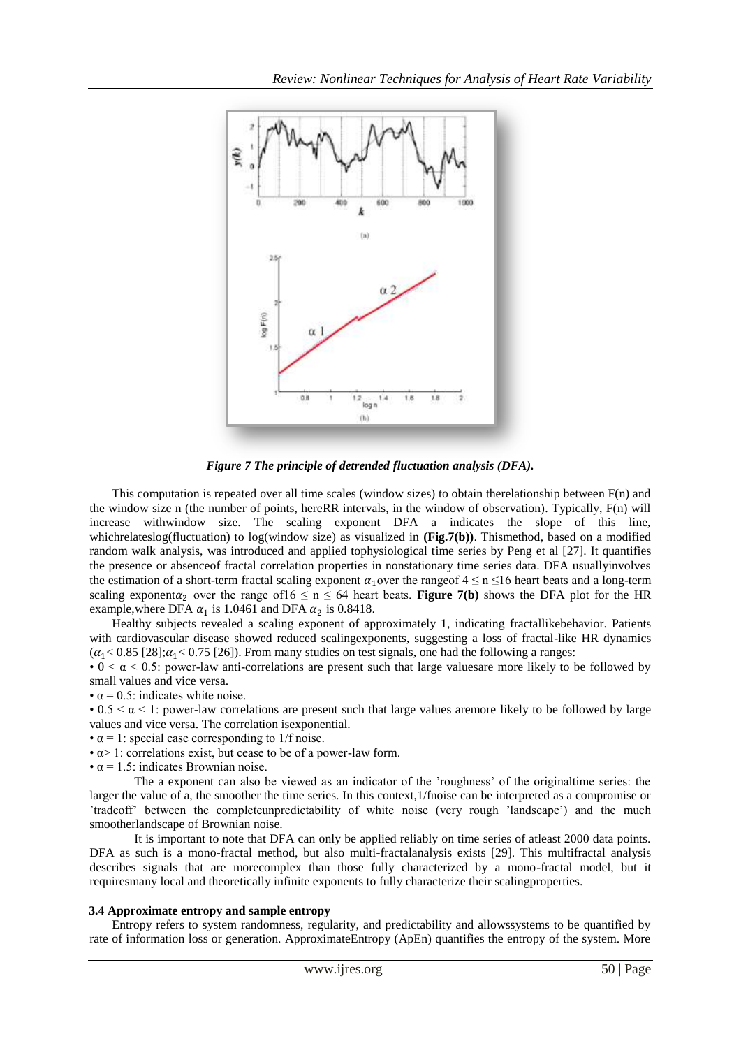*Figure 7 The principle of detrended fluctuation analysis (DFA).*

This computation is repeated over all time scales (window sizes) to obtain therelationship between F(n) and the window size n (the number of points, hereRR intervals, in the window of observation). Typically, F(n) will increase withwindow size. The scaling exponent DFA a indicates the slope of this line, whichrelateslog(fluctuation) to log(window size) as visualized in **(Fig.7(b))**. Thismethod, based on a modified random walk analysis, was introduced and applied tophysiological time series by Peng et al [27]. It quantifies the presence or absenceof fractal correlation properties in nonstationary time series data. DFA usuallyinvolves the estimation of a short-term fractal scaling exponent $\alpha_1$over the rangeof $4 \leq n \leq 16$ heart beats and a long-term scaling exponent$\alpha_2$ over the range of$16 \leq n \leq 64$ heart beats. **Figure 7(b)** shows the DFA plot for the HR example,where DFA $\alpha_1$ is 1.0461 and DFA $\alpha_2$ is 0.8418.

Healthy subjects revealed a scaling exponent of approximately 1, indicating fractallikebehavior. Patients with cardiovascular disease showed reduced scalingexponents, suggesting a loss of fractal-like HR dynamics ($\alpha_1 < 0.85$ [28];$\alpha_1 < 0.75$ [26]). From many studies on test signals, one had the following a ranges:

- $0 < \alpha < 0.5$: power-law anti-correlations are present such that large valuesare more likely to be followed by small values and vice versa.
- $\alpha = 0.5$: indicates white noise.
- $0.5 < \alpha < 1$: power-law correlations are present such that large values aremore likely to be followed by large values and vice versa. The correlation isexponential.
- $\alpha = 1$: special case corresponding to 1/f noise.
- $\alpha > 1$: correlations exist, but cease to be of a power-law form.
- $\alpha = 1.5$: indicates Brownian noise.

The a exponent can also be viewed as an indicator of the 'roughness' of the originaltime series: the larger the value of a, the smoother the time series. In this context,1/fnoise can be interpreted as a compromise or 'tradeoff' between the completeunpredictability of white noise (very rough 'landscape') and the much smootherlandscape of Brownian noise.

It is important to note that DFA can only be applied reliably on time series of atleast 2000 data points. DFA as such is a mono-fractal method, but also multi-fractalanalysis exists [29]. This multifractal analysis describes signals that are morecomplex than those fully characterized by a mono-fractal model, but it requiresmany local and theoretically infinite exponents to fully characterize their scalingproperties.

### 3.4 Approximate entropy and sample entropy

Entropy refers to system randomness, regularity, and predictability and allowssystems to be quantified by rate of information loss or generation. ApproximateEntropy (ApEn) quantifies the entropy of the system. More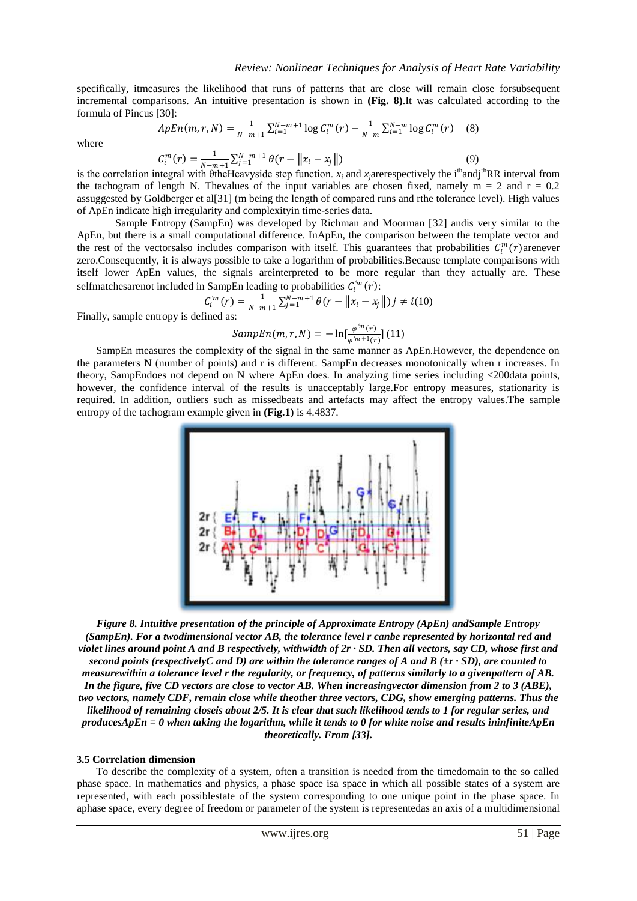specifically, itmeasures the likelihood that runs of patterns that are close will remain close forsubsequent incremental comparisons. An intuitive presentation is shown in **(Fig. 8)**.It was calculated according to the formula of Pincus [30]:

$$ApEn(m,r,N) = \frac{1}{N-m+1}\sum_{i=1}^{N-m+1}\log C_i^m(r) - \frac{1}{N-m}\sum_{i=1}^{N-m}\log C_i^m(r) \quad (8)$$

where

$$C_i^m(r) = \frac{1}{N-m+1}\sum_{j=1}^{N-m+1}\theta(r - \|x_i - x_j\|) \quad (9)$$

is the correlation integral with θtheHeavyside step function. $x_i$ and $x_j$arerespectively the $i^{th}$and$j^{th}$RR interval from the tachogram of length N. Thevalues of the input variables are chosen fixed, namely m = 2 and r = 0.2 assuggested by Goldberger et al[31] (m being the length of compared runs and rthe tolerance level). High values of ApEn indicate high irregularity and complexityin time-series data.

Sample Entropy (SampEn) was developed by Richman and Moorman [32] andis very similar to the ApEn, but there is a small computational difference. InApEn, the comparison between the template vector and the rest of the vectorsalso includes comparison with itself. This guarantees that probabilities $C_i^m(r)$arenever zero.Consequently, it is always possible to take a logarithm of probabilities.Because template comparisons with itself lower ApEn values, the signals areinterpreted to be more regular than they actually are. These selfmatchesarenot included in SampEn leading to probabilities $C_i^{'m}(r)$:

$$C_i^{'m}(r) = \frac{1}{N-m+1}\sum_{j=1}^{N-m+1}\theta(r - \|x_i - x_j\|)\; j \neq i (10)$$

Finally, sample entropy is defined as:

$$SampEn(m,r,N) = -\ln\left[\frac{\varphi^{'m}(r)}{\varphi^{'m+1}(r)}\right] (11)$$

SampEn measures the complexity of the signal in the same manner as ApEn.However, the dependence on the parameters N (number of points) and r is different. SampEn decreases monotonically when r increases. In theory, SampEndoes not depend on N where ApEn does. In analyzing time series including <200data points, however, the confidence interval of the results is unacceptably large.For entropy measures, stationarity is required. In addition, outliers such as missedbeats and artefacts may affect the entropy values.The sample entropy of the tachogram example given in **(Fig.1)** is 4.4837.

***Figure 8. Intuitive presentation of the principle of Approximate Entropy (ApEn) andSample Entropy (SampEn). For a twodimensional vector AB, the tolerance level r canbe represented by horizontal red and violet lines around point A and B respectively, withwidth of 2r · SD. Then all vectors, say CD, whose first and second points (respectivelyC and D) are within the tolerance ranges of A and B (±r · SD), are counted to measurewithin a tolerance level r the regularity, or frequency, of patterns similarly to a givenpattern of AB. In the figure, five CD vectors are close to vector AB. When increasingvector dimension from 2 to 3 (ABE), two vectors, namely CDF, remain close while theother three vectors, CDG, show emerging patterns. Thus the likelihood of remaining closeis about 2/5. It is clear that such likelihood tends to 1 for regular series, and producesApEn = 0 when taking the logarithm, while it tends to 0 for white noise and results ininfiniteApEn theoretically. From [33].***

### 3.5 Correlation dimension

To describe the complexity of a system, often a transition is needed from the timedomain to the so called phase space. In mathematics and physics, a phase space isa space in which all possible states of a system are represented, with each possiblestate of the system corresponding to one unique point in the phase space. In aphase space, every degree of freedom or parameter of the system is representedas an axis of a multidimensional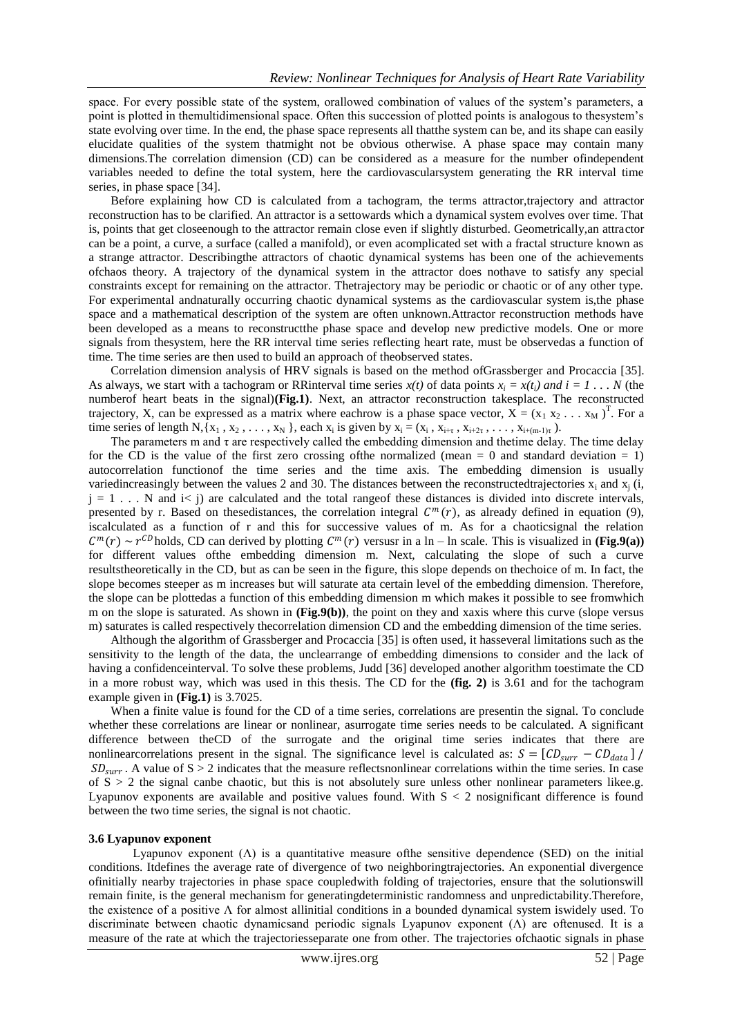space. For every possible state of the system, orallowed combination of values of the system's parameters, a point is plotted in themultidimensional space. Often this succession of plotted points is analogous to thesystem's state evolving over time. In the end, the phase space represents all thatthe system can be, and its shape can easily elucidate qualities of the system thatmight not be obvious otherwise. A phase space may contain many dimensions.The correlation dimension (CD) can be considered as a measure for the number ofindependent variables needed to define the total system, here the cardiovascularsystem generating the RR interval time series, in phase space [34].

Before explaining how CD is calculated from a tachogram, the terms attractor,trajectory and attractor reconstruction has to be clarified. An attractor is a settowards which a dynamical system evolves over time. That is, points that get closeenough to the attractor remain close even if slightly disturbed. Geometrically,an attractor can be a point, a curve, a surface (called a manifold), or even acomplicated set with a fractal structure known as a strange attractor. Describingthe attractors of chaotic dynamical systems has been one of the achievements ofchaos theory. A trajectory of the dynamical system in the attractor does nothave to satisfy any special constraints except for remaining on the attractor. Thetrajectory may be periodic or chaotic or of any other type. For experimental andnaturally occurring chaotic dynamical systems as the cardiovascular system is,the phase space and a mathematical description of the system are often unknown.Attractor reconstruction methods have been developed as a means to reconstructthe phase space and develop new predictive models. One or more signals from thesystem, here the RR interval time series reflecting heart rate, must be observedas a function of time. The time series are then used to build an approach of theobserved states.

Correlation dimension analysis of HRV signals is based on the method ofGrassberger and Procaccia [35]. As always, we start with a tachogram or RRinterval time series $x(t)$ of data points $x_i = x(t_i)$ *and* $i = 1 \ldots N$ (the numberof heart beats in the signal)**(Fig.1)**. Next, an attractor reconstruction takesplace. The reconstructed trajectory, X, can be expressed as a matrix where eachrow is a phase space vector, $X = (x_1\ x_2 \ldots x_M)^T$. For a time series of length N,$\{x_1, x_2, \ldots, x_N\}$, each $x_i$ is given by $x_i = (x_i, x_{i+\tau}, x_{i+2\tau}, \ldots, x_{i+(m-1)\tau})$.

The parameters m and τ are respectively called the embedding dimension and thetime delay. The time delay for the CD is the value of the first zero crossing ofthe normalized (mean = 0 and standard deviation = 1) autocorrelation functionof the time series and the time axis. The embedding dimension is usually variedincreasingly between the values 2 and 30. The distances between the reconstructedtrajectories $x_i$ and $x_j$ ($i, j = 1 \ldots N$ and $i < j$) are calculated and the total rangeof these distances is divided into discrete intervals, presented by r. Based on thesedistances, the correlation integral $C^m(r)$, as already defined in equation (9), iscalculated as a function of r and this for successive values of m. As for a chaoticsignal the relation $C^m(r) \sim r^{CD}$ holds, CD can derived by plotting $C^m(r)$ versusr in a ln – ln scale. This is visualized in **(Fig.9(a))** for different values ofthe embedding dimension m. Next, calculating the slope of such a curve resultstheoretically in the CD, but as can be seen in the figure, this slope depends on thechoice of m. In fact, the slope becomes steeper as m increases but will saturate ata certain level of the embedding dimension. Therefore, the slope can be plottedas a function of this embedding dimension m which makes it possible to see fromwhich m on the slope is saturated. As shown in **(Fig.9(b))**, the point on they and xaxis where this curve (slope versus m) saturates is called respectively thecorrelation dimension CD and the embedding dimension of the time series.

Although the algorithm of Grassberger and Procaccia [35] is often used, it hasseveral limitations such as the sensitivity to the length of the data, the unclearrange of embedding dimensions to consider and the lack of having a confidenceinterval. To solve these problems, Judd [36] developed another algorithm toestimate the CD in a more robust way, which was used in this thesis. The CD for the **(fig. 2)** is 3.61 and for the tachogram example given in **(Fig.1)** is 3.7025.

When a finite value is found for the CD of a time series, correlations are presentin the signal. To conclude whether these correlations are linear or nonlinear, asurrogate time series needs to be calculated. A significant difference between theCD of the surrogate and the original time series indicates that there are nonlinearcorrelations present in the signal. The significance level is calculated as: $S = [CD_{surr} - CD_{data}] / SD_{surr}$. A value of S > 2 indicates that the measure reflectsnonlinear correlations within the time series. In case of S > 2 the signal canbe chaotic, but this is not absolutely sure unless other nonlinear parameters likee.g. Lyapunov exponents are available and positive values found. With S < 2 nosignificant difference is found between the two time series, the signal is not chaotic.

### 3.6 Lyapunov exponent

Lyapunov exponent (Λ) is a quantitative measure ofthe sensitive dependence (SED) on the initial conditions. Itdefines the average rate of divergence of two neighboringtrajectories. An exponential divergence ofinitially nearby trajectories in phase space coupledwith folding of trajectories, ensure that the solutionswill remain finite, is the general mechanism for generatingdeterministic randomness and unpredictability.Therefore, the existence of a positive Λ for almost allinitial conditions in a bounded dynamical system iswidely used. To discriminate between chaotic dynamicsand periodic signals Lyapunov exponent (Λ) are oftenused. It is a measure of the rate at which the trajectoriesseparate one from other. The trajectories ofchaotic signals in phase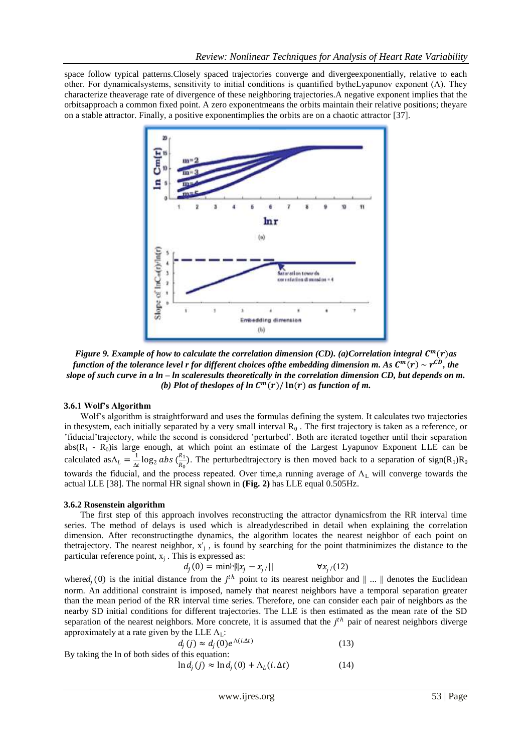space follow typical patterns.Closely spaced trajectories converge and divergeexponentially, relative to each other. For dynamicalsystems, sensitivity to initial conditions is quantified bytheLyapunov exponent (Λ). They characterize theaverage rate of divergence of these neighboring trajectories.A negative exponent implies that the orbitsapproach a common fixed point. A zero exponentmeans the orbits maintain their relative positions; theyare on a stable attractor. Finally, a positive exponentimplies the orbits are on a chaotic attractor [37].

***Figure 9. Example of how to calculate the correlation dimension (CD). (a)Correlation integral $C^m(r)$as function of the tolerance level r for different choices ofthe embedding dimension m. As $C^m(r) \sim r^{CD}$, the slope of such curve in a ln – ln scaleresults theoretically in the correlation dimension CD, but depends on m. (b) Plot of theslopes of ln $C^m(r)/\ln(r)$ as function of m.***

### 3.6.1 Wolf's Algorithm

Wolf's algorithm is straightforward and uses the formulas defining the system. It calculates two trajectories in thesystem, each initially separated by a very small interval $R_0$ . The first trajectory is taken as a reference, or 'fiducial'trajectory, while the second is considered 'perturbed'. Both are iterated together until their separation abs($R_1$ - $R_0$)is large enough, at which point an estimate of the Largest Lyapunov Exponent LLE can be calculated as$\Lambda_L = \frac{1}{\Delta t}\log_2 abs\,(\frac{R_1}{R_0})$. The perturbedtrajectory is then moved back to a separation of sign($R_1$)$R_0$ towards the fiducial, and the process repeated. Over time,a running average of $\Lambda_L$ will converge towards the actual LLE [38]. The normal HR signal shown in **(Fig. 2)** has LLE equal 0.505Hz.

### 3.6.2 Rosenstein algorithm

The first step of this approach involves reconstructing the attractor dynamicsfrom the RR interval time series. The method of delays is used which is alreadydescribed in detail when explaining the correlation dimension. After reconstructingthe dynamics, the algorithm locates the nearest neighbor of each point on thetrajectory. The nearest neighbor, $x'_j$ , is found by searching for the point thatminimizes the distance to the particular reference point, $x_j$ . This is expressed as:

$$d_j(0) = \min \| x_j - x_{j'} \| \qquad \forall x_{j'} \quad (12)$$

where$d_j(0)$ is the initial distance from the $j^{th}$ point to its nearest neighbor and ‖ ... ‖ denotes the Euclidean norm. An additional constraint is imposed, namely that nearest neighbors have a temporal separation greater than the mean period of the RR interval time series. Therefore, one can consider each pair of neighbors as the nearby SD initial conditions for different trajectories. The LLE is then estimated as the mean rate of the SD separation of the nearest neighbors. More concrete, it is assumed that the $j^{th}$ pair of nearest neighbors diverge approximately at a rate given by the LLE $\Lambda_L$:

$$d_j(j) \approx d_j(0)e^{\Lambda(i.\Delta t)} \qquad (13)$$

By taking the ln of both sides of this equation:

$$\ln d_j(j) \approx \ln d_j(0) + \Lambda_L(i.\Delta t) \qquad (14)$$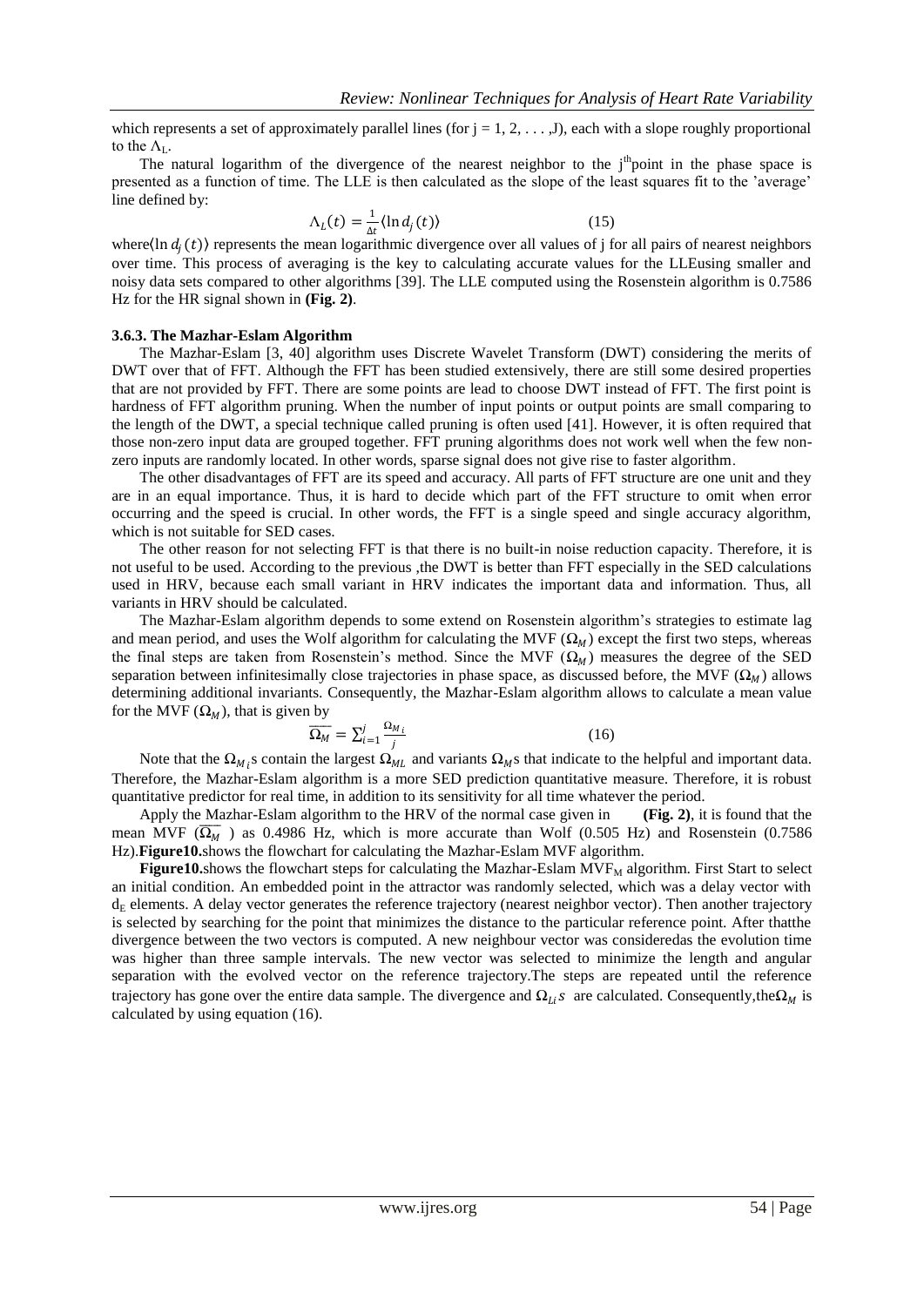which represents a set of approximately parallel lines (for j = 1, 2, . . . ,J), each with a slope roughly proportional to the $\Lambda_L$.

The natural logarithm of the divergence of the nearest neighbor to the j[th]point in the phase space is presented as a function of time. The LLE is then calculated as the slope of the least squares fit to the 'average' line defined by:

$$\Lambda_L(t) = \frac{1}{\Delta t}\langle \ln d_j(t) \rangle \qquad (15)$$

where$\langle \ln d_j(t) \rangle$ represents the mean logarithmic divergence over all values of j for all pairs of nearest neighbors over time. This process of averaging is the key to calculating accurate values for the LLEusing smaller and noisy data sets compared to other algorithms [39]. The LLE computed using the Rosenstein algorithm is 0.7586 Hz for the HR signal shown in **(Fig. 2)**.

### 3.6.3. The Mazhar-Eslam Algorithm

The Mazhar-Eslam [3, 40] algorithm uses Discrete Wavelet Transform (DWT) considering the merits of DWT over that of FFT. Although the FFT has been studied extensively, there are still some desired properties that are not provided by FFT. There are some points are lead to choose DWT instead of FFT. The first point is hardness of FFT algorithm pruning. When the number of input points or output points are small comparing to the length of the DWT, a special technique called pruning is often used [41]. However, it is often required that those non-zero input data are grouped together. FFT pruning algorithms does not work well when the few non-zero inputs are randomly located. In other words, sparse signal does not give rise to faster algorithm.

The other disadvantages of FFT are its speed and accuracy. All parts of FFT structure are one unit and they are in an equal importance. Thus, it is hard to decide which part of the FFT structure to omit when error occurring and the speed is crucial. In other words, the FFT is a single speed and single accuracy algorithm, which is not suitable for SED cases.

The other reason for not selecting FFT is that there is no built-in noise reduction capacity. Therefore, it is not useful to be used. According to the previous ,the DWT is better than FFT especially in the SED calculations used in HRV, because each small variant in HRV indicates the important data and information. Thus, all variants in HRV should be calculated.

The Mazhar-Eslam algorithm depends to some extend on Rosenstein algorithm's strategies to estimate lag and mean period, and uses the Wolf algorithm for calculating the MVF ($\Omega_M$) except the first two steps, whereas the final steps are taken from Rosenstein's method. Since the MVF ($\Omega_M$) measures the degree of the SED separation between infinitesimally close trajectories in phase space, as discussed before, the MVF ($\Omega_M$) allows determining additional invariants. Consequently, the Mazhar-Eslam algorithm allows to calculate a mean value for the MVF ($\Omega_M$), that is given by

$$\overline{\Omega_M} = \sum_{i=1}^{j} \frac{\Omega_{M_i}}{j} \qquad (16)$$

Note that the $\Omega_{M_i}$s contain the largest $\Omega_{ML}$ and variants $\Omega_M$s that indicate to the helpful and important data. Therefore, the Mazhar-Eslam algorithm is a more SED prediction quantitative measure. Therefore, it is robust quantitative predictor for real time, in addition to its sensitivity for all time whatever the period.

Apply the Mazhar-Eslam algorithm to the HRV of the normal case given in **(Fig. 2)**, it is found that the mean MVF ($\overline{\Omega_M}$) as 0.4986 Hz, which is more accurate than Wolf (0.505 Hz) and Rosenstein (0.7586 Hz).**Figure10.**shows the flowchart for calculating the Mazhar-Eslam MVF algorithm.

**Figure10.**shows the flowchart steps for calculating the Mazhar-Eslam $MVF_M$ algorithm. First Start to select an initial condition. An embedded point in the attractor was randomly selected, which was a delay vector with $d_E$ elements. A delay vector generates the reference trajectory (nearest neighbor vector). Then another trajectory is selected by searching for the point that minimizes the distance to the particular reference point. After thatthe divergence between the two vectors is computed. A new neighbour vector was consideredas the evolution time was higher than three sample intervals. The new vector was selected to minimize the length and angular separation with the evolved vector on the reference trajectory.The steps are repeated until the reference trajectory has gone over the entire data sample. The divergence and $\Omega_{Li}s$ are calculated. Consequently,the$\Omega_M$ is calculated by using equation (16).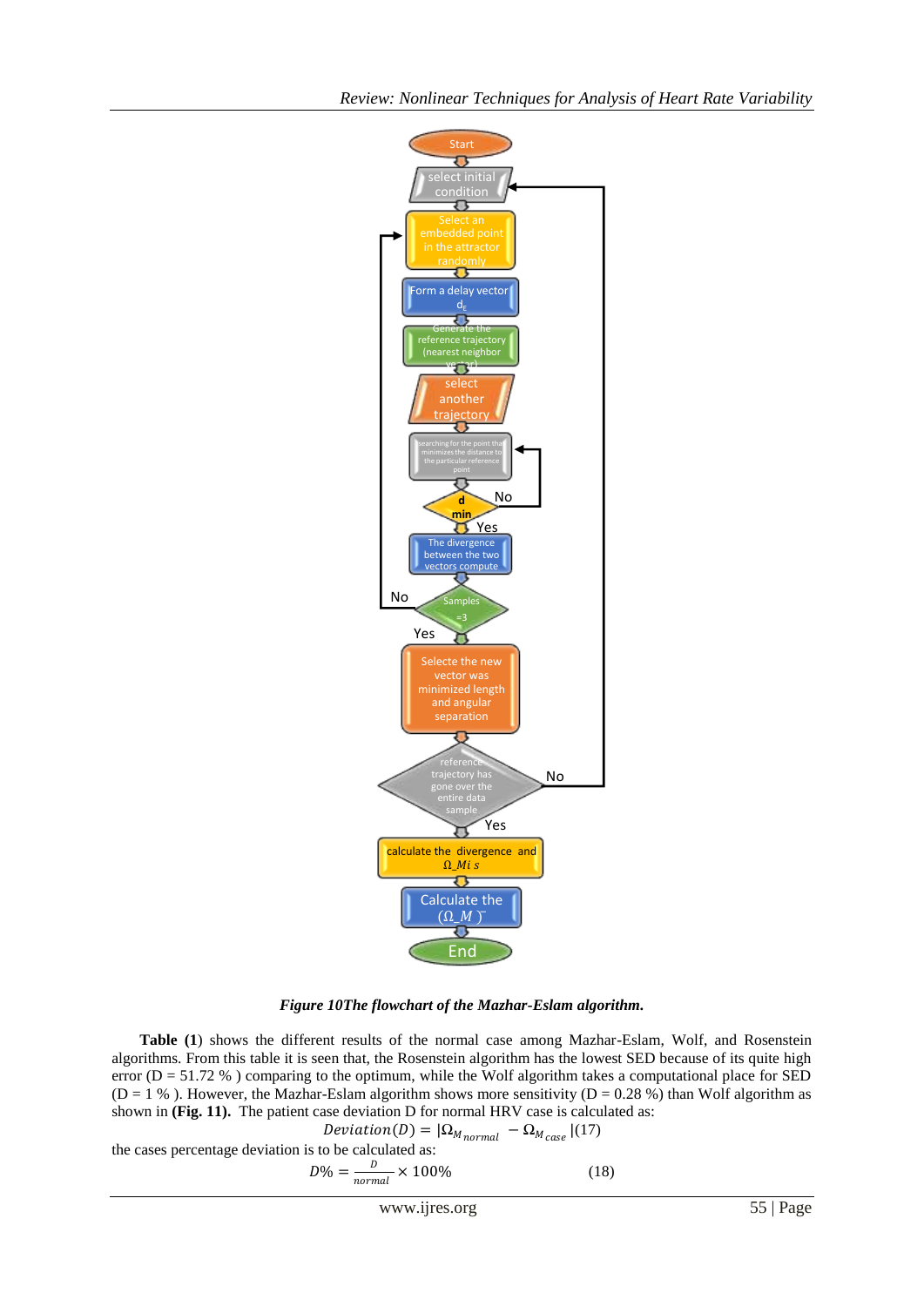*Figure 10The flowchart of the Mazhar-Eslam algorithm.*

**Table (1**) shows the different results of the normal case among Mazhar-Eslam, Wolf, and Rosenstein algorithms. From this table it is seen that, the Rosenstein algorithm has the lowest SED because of its quite high error (D = 51.72 % ) comparing to the optimum, while the Wolf algorithm takes a computational place for SED (D = 1 % ). However, the Mazhar-Eslam algorithm shows more sensitivity (D = 0.28 %) than Wolf algorithm as shown in **(Fig. 11).** The patient case deviation D for normal HRV case is calculated as:

$$Deviation(D) = |\Omega_{M_{normal}} - \Omega_{M_{case}}| \quad (17)$$

the cases percentage deviation is to be calculated as:

$$D\% = \frac{D}{normal} \times 100\% \quad (18)$$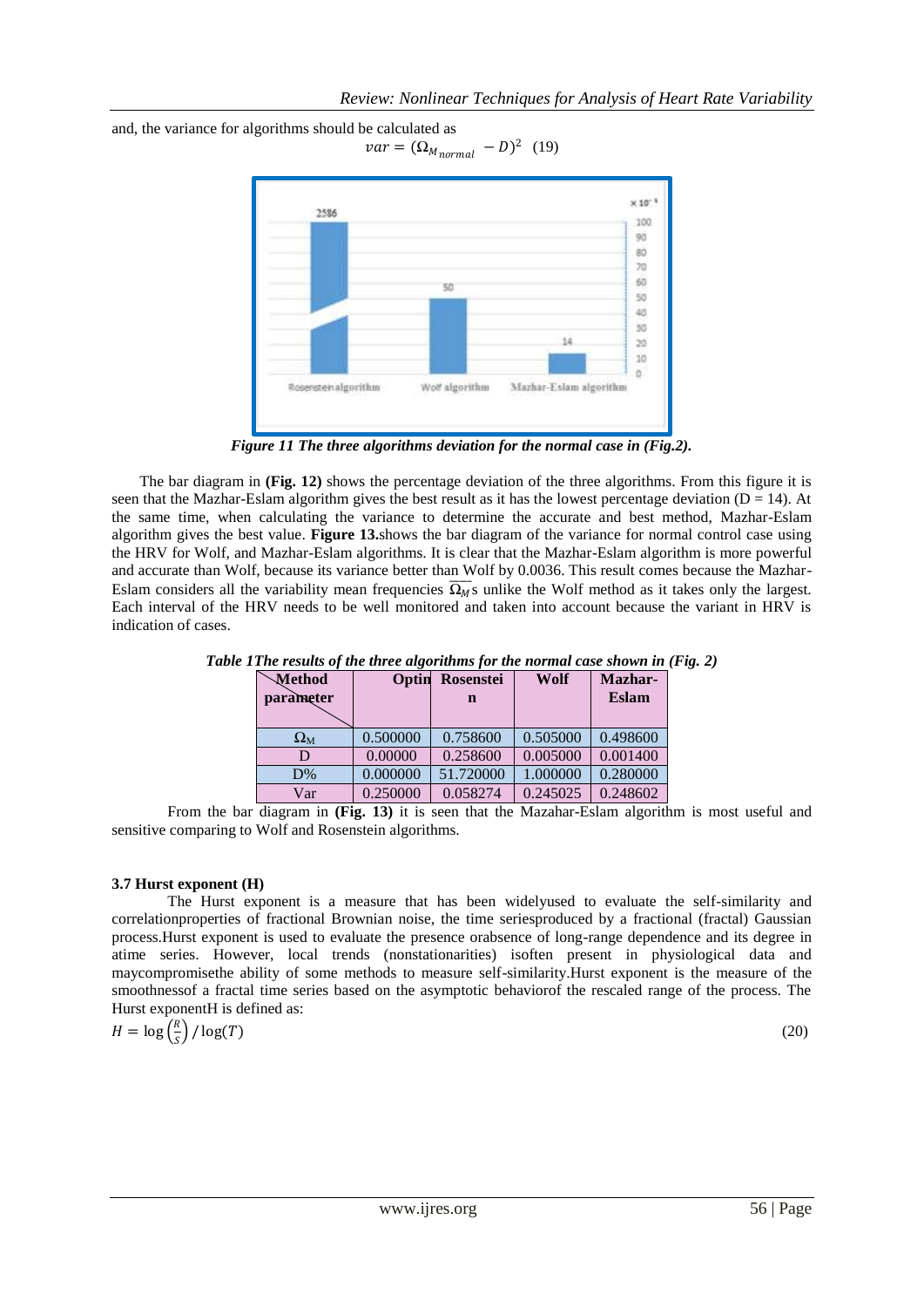and, the variance for algorithms should be calculated as

$$var = (\Omega_{M_{normal}} - D)^2 \quad (19)$$

*Figure 11 The three algorithms deviation for the normal case in (Fig.2).*

The bar diagram in **(Fig. 12)** shows the percentage deviation of the three algorithms. From this figure it is seen that the Mazhar-Eslam algorithm gives the best result as it has the lowest percentage deviation (D = 14). At the same time, when calculating the variance to determine the accurate and best method, Mazhar-Eslam algorithm gives the best value. **Figure 13.**shows the bar diagram of the variance for normal control case using the HRV for Wolf, and Mazhar-Eslam algorithms. It is clear that the Mazhar-Eslam algorithm is more powerful and accurate than Wolf, because its variance better than Wolf by 0.0036. This result comes because the Mazhar-Eslam considers all the variability mean frequencies $\overline{\Omega_M}$s unlike the Wolf method as it takes only the largest. Each interval of the HRV needs to be well monitored and taken into account because the variant in HRV is indication of cases.

*Table 1The results of the three algorithms for the normal case shown in (Fig. 2)*

| Method / parameter | Optin | Rosenstein | Wolf | Mazhar-Eslam |
|---|---|---|---|---|
| $\Omega_M$ | 0.500000 | 0.758600 | 0.505000 | 0.498600 |
| D | 0.00000 | 0.258600 | 0.005000 | 0.001400 |
| D% | 0.000000 | 51.720000 | 1.000000 | 0.280000 |
| Var | 0.250000 | 0.058274 | 0.245025 | 0.248602 |

From the bar diagram in **(Fig. 13)** it is seen that the Mazahar-Eslam algorithm is most useful and sensitive comparing to Wolf and Rosenstein algorithms.

### 3.7 Hurst exponent (H)

The Hurst exponent is a measure that has been widelyused to evaluate the self-similarity and correlationproperties of fractional Brownian noise, the time seriesproduced by a fractional (fractal) Gaussian process.Hurst exponent is used to evaluate the presence orabsence of long-range dependence and its degree in atime series. However, local trends (nonstationarities) isoften present in physiological data and maycompromisethe ability of some methods to measure self-similarity.Hurst exponent is the measure of the smoothnessof a fractal time series based on the asymptotic behaviorof the rescaled range of the process. The Hurst exponentH is defined as:

$$H = \log\left(\frac{R}{S}\right) / \log(T) \quad (20)$$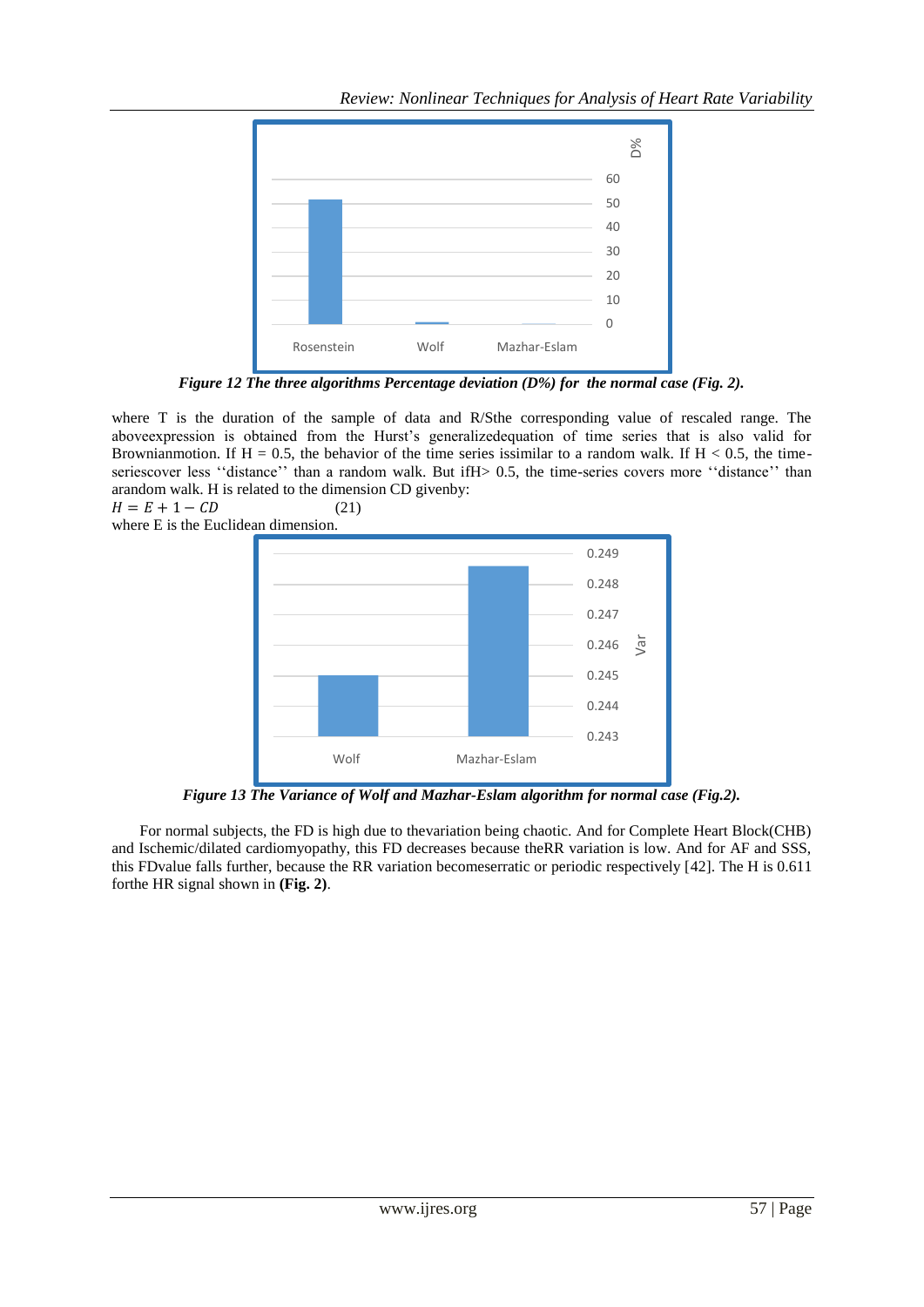*Figure 12 The three algorithms Percentage deviation (D%) for the normal case (Fig. 2).*

where T is the duration of the sample of data and R/Sthe corresponding value of rescaled range. The aboveexpression is obtained from the Hurst's generalizedequation of time series that is also valid for Brownianmotion. If H = 0.5, the behavior of the time series issimilar to a random walk. If H < 0.5, the time-seriescover less ''distance'' than a random walk. But ifH> 0.5, the time-series covers more ''distance'' than arandom walk. H is related to the dimension CD givenby:

$$H = E + 1 - CD \qquad (21)$$

where E is the Euclidean dimension.

*Figure 13 The Variance of Wolf and Mazhar-Eslam algorithm for normal case (Fig.2).*

For normal subjects, the FD is high due to thevariation being chaotic. And for Complete Heart Block(CHB) and Ischemic/dilated cardiomyopathy, this FD decreases because theRR variation is low. And for AF and SSS, this FDvalue falls further, because the RR variation becomeserratic or periodic respectively [42]. The H is 0.611 forthe HR signal shown in **(Fig. 2)**.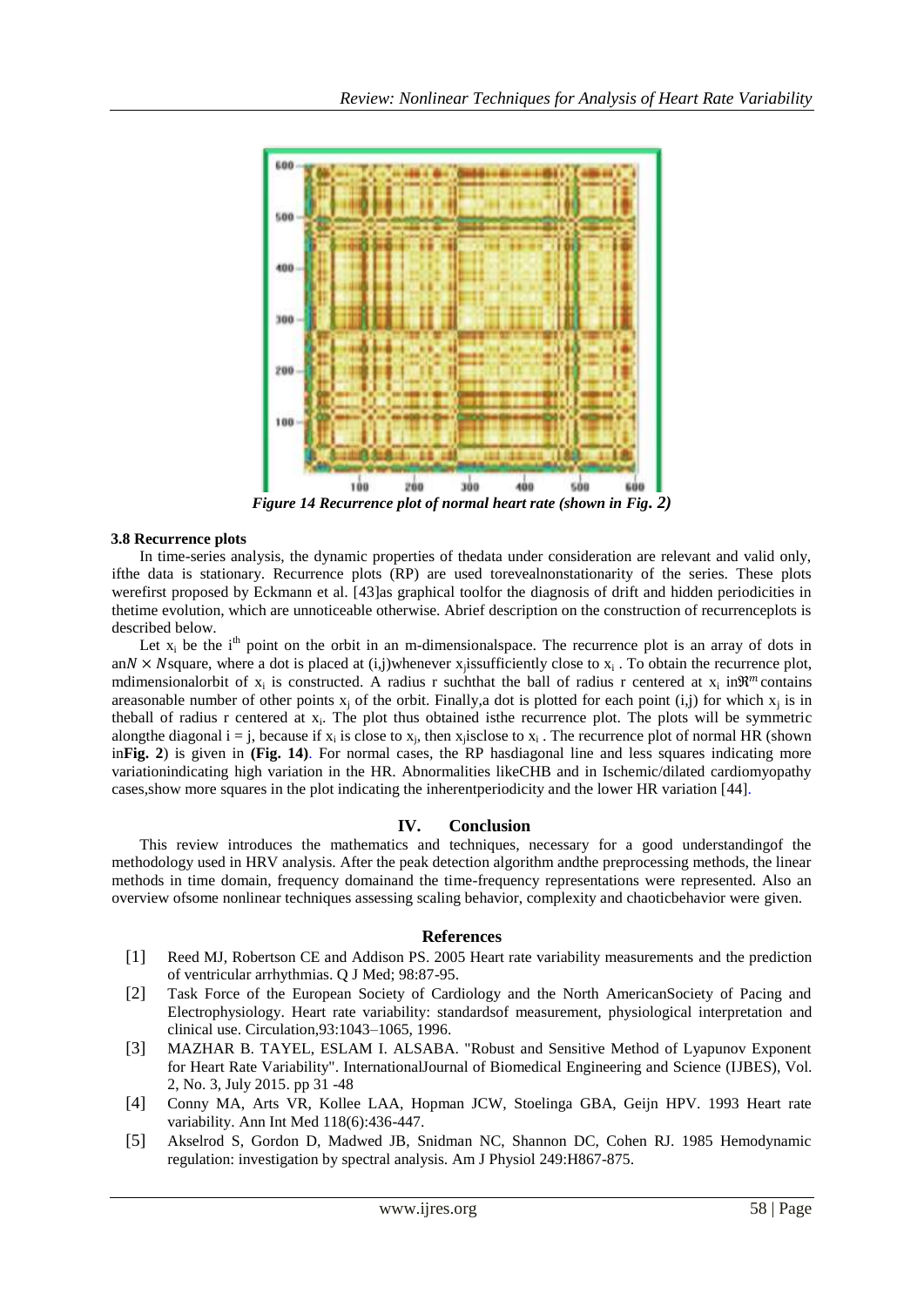*Figure 14 Recurrence plot of normal heart rate (shown in Fig. 2)*

### 3.8 Recurrence plots

In time-series analysis, the dynamic properties of thedata under consideration are relevant and valid only, ifthe data is stationary. Recurrence plots (RP) are used torevealnonstationarity of the series. These plots werefirst proposed by Eckmann et al. [43]as graphical toolfor the diagnosis of drift and hidden periodicities in thetime evolution, which are unnoticeable otherwise. Abrief description on the construction of recurrenceplots is described below.

Let $x_i$ be the i[th] point on the orbit in an m-dimensionalspace. The recurrence plot is an array of dots in an$N \times N$square, where a dot is placed at (i,j)whenever $x_j$issufficiently close to $x_i$ . To obtain the recurrence plot, mdimensionalorbit of $x_i$ is constructed. A radius r suchthat the ball of radius r centered at $x_i$ in$\Re^m$ contains areasonable number of other points $x_j$ of the orbit. Finally,a dot is plotted for each point (i,j) for which $x_j$ is in theball of radius r centered at $x_i$. The plot thus obtained isthe recurrence plot. The plots will be symmetric alongthe diagonal i = j, because if $x_i$ is close to $x_j$, then $x_j$isclose to $x_i$ . The recurrence plot of normal HR (shown in**Fig. 2**) is given in **(Fig. 14)**. For normal cases, the RP hasdiagonal line and less squares indicating more variationindicating high variation in the HR. Abnormalities likeCHB and in Ischemic/dilated cardiomyopathy cases,show more squares in the plot indicating the inherentperiodicity and the lower HR variation [44].

## IV. Conclusion

This review introduces the mathematics and techniques, necessary for a good understandingof the methodology used in HRV analysis. After the peak detection algorithm andthe preprocessing methods, the linear methods in time domain, frequency domainand the time-frequency representations were represented. Also an overview ofsome nonlinear techniques assessing scaling behavior, complexity and chaoticbehavior were given.

## References

[1] Reed MJ, Robertson CE and Addison PS. 2005 Heart rate variability measurements and the prediction of ventricular arrhythmias. Q J Med; 98:87-95.

[2] Task Force of the European Society of Cardiology and the North AmericanSociety of Pacing and Electrophysiology. Heart rate variability: standardsof measurement, physiological interpretation and clinical use. Circulation,93:1043–1065, 1996.

[3] MAZHAR B. TAYEL, ESLAM I. ALSABA. "Robust and Sensitive Method of Lyapunov Exponent for Heart Rate Variability". InternationalJournal of Biomedical Engineering and Science (IJBES), Vol. 2, No. 3, July 2015. pp 31 -48

[4] Conny MA, Arts VR, Kollee LAA, Hopman JCW, Stoelinga GBA, Geijn HPV. 1993 Heart rate variability. Ann Int Med 118(6):436-447.

[5] Akselrod S, Gordon D, Madwed JB, Snidman NC, Shannon DC, Cohen RJ. 1985 Hemodynamic regulation: investigation by spectral analysis. Am J Physiol 249:H867-875.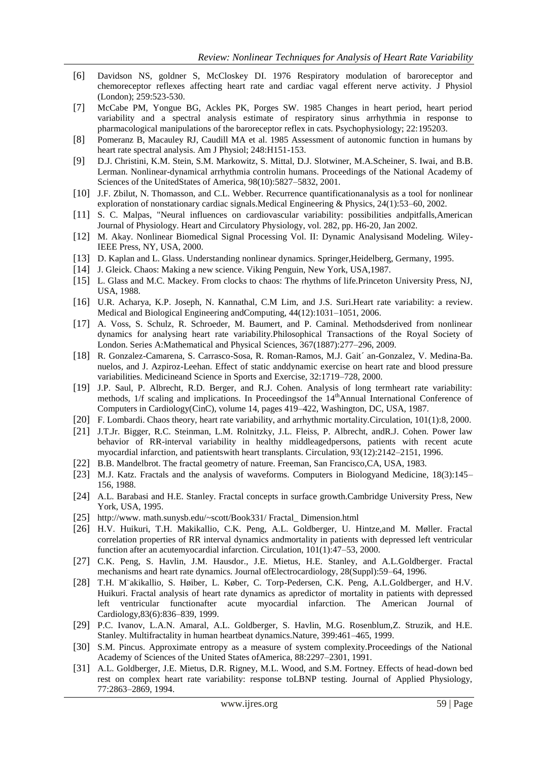[6] Davidson NS, goldner S, McCloskey DI. 1976 Respiratory modulation of baroreceptor and chemoreceptor reflexes affecting heart rate and cardiac vagal efferent nerve activity. J Physiol (London); 259:523-530.

[7] McCabe PM, Yongue BG, Ackles PK, Porges SW. 1985 Changes in heart period, heart period variability and a spectral analysis estimate of respiratory sinus arrhythmia in response to pharmacological manipulations of the baroreceptor reflex in cats. Psychophysiology; 22:195203.

[8] Pomeranz B, Macauley RJ, Caudill MA et al. 1985 Assessment of autonomic function in humans by heart rate spectral analysis. Am J Physiol; 248:H151-153.

[9] D.J. Christini, K.M. Stein, S.M. Markowitz, S. Mittal, D.J. Slotwiner, M.A.Scheiner, S. Iwai, and B.B. Lerman. Nonlinear-dynamical arrhythmia controlin humans. Proceedings of the National Academy of Sciences of the UnitedStates of America, 98(10):5827–5832, 2001.

[10] J.F. Zbilut, N. Thomasson, and C.L. Webber. Recurrence quantificationanalysis as a tool for nonlinear exploration of nonstationary cardiac signals.Medical Engineering & Physics, 24(1):53–60, 2002.

[11] S. C. Malpas, "Neural influences on cardiovascular variability: possibilities andpitfalls,American Journal of Physiology. Heart and Circulatory Physiology, vol. 282, pp. H6-20, Jan 2002.

[12] M. Akay. Nonlinear Biomedical Signal Processing Vol. II: Dynamic Analysisand Modeling. Wiley-IEEE Press, NY, USA, 2000.

[13] D. Kaplan and L. Glass. Understanding nonlinear dynamics. Springer,Heidelberg, Germany, 1995.

[14] J. Gleick. Chaos: Making a new science. Viking Penguin, New York, USA,1987.

[15] L. Glass and M.C. Mackey. From clocks to chaos: The rhythms of life.Princeton University Press, NJ, USA, 1988.

[16] U.R. Acharya, K.P. Joseph, N. Kannathal, C.M Lim, and J.S. Suri.Heart rate variability: a review. Medical and Biological Engineering andComputing, 44(12):1031–1051, 2006.

[17] A. Voss, S. Schulz, R. Schroeder, M. Baumert, and P. Caminal. Methodsderived from nonlinear dynamics for analysing heart rate variability.Philosophical Transactions of the Royal Society of London. Series A:Mathematical and Physical Sciences, 367(1887):277–296, 2009.

[18] R. Gonzalez-Camarena, S. Carrasco-Sosa, R. Roman-Ramos, M.J. Gait´ an-Gonzalez, V. Medina-Ba. nuelos, and J. Azpiroz-Leehan. Effect of static anddynamic exercise on heart rate and blood pressure variabilities. Medicineand Science in Sports and Exercise, 32:1719–728, 2000.

[19] J.P. Saul, P. Albrecht, R.D. Berger, and R.J. Cohen. Analysis of long termheart rate variability: methods, 1/f scaling and implications. In Proceedingsof the 14th Annual International Conference of Computers in Cardiology(CinC), volume 14, pages 419–422, Washington, DC, USA, 1987.

[20] F. Lombardi. Chaos theory, heart rate variability, and arrhythmic mortality.Circulation, 101(1):8, 2000.

[21] J.T.Jr. Bigger, R.C. Steinman, L.M. Rolnitzky, J.L. Fleiss, P. Albrecht, andR.J. Cohen. Power law behavior of RR-interval variability in healthy middleagedpersons, patients with recent acute myocardial infarction, and patientswith heart transplants. Circulation, 93(12):2142–2151, 1996.

[22] B.B. Mandelbrot. The fractal geometry of nature. Freeman, San Francisco,CA, USA, 1983.

[23] M.J. Katz. Fractals and the analysis of waveforms. Computers in Biologyand Medicine, 18(3):145–156, 1988.

[24] A.L. Barabasi and H.E. Stanley. Fractal concepts in surface growth.Cambridge University Press, New York, USA, 1995.

[25] http://www. math.sunysb.edu/~scott/Book331/ Fractal_ Dimension.html

[26] H.V. Huikuri, T.H. Makikallio, C.K. Peng, A.L. Goldberger, U. Hintze,and M. Møller. Fractal correlation properties of RR interval dynamics andmortality in patients with depressed left ventricular function after an acutemyocardial infarction. Circulation, 101(1):47–53, 2000.

[27] C.K. Peng, S. Havlin, J.M. Hausdor., J.E. Mietus, H.E. Stanley, and A.L.Goldberger. Fractal mechanisms and heart rate dynamics. Journal ofElectrocardiology, 28(Suppl):59–64, 1996.

[28] T.H. M¨akikallio, S. Høiber, L. Køber, C. Torp-Pedersen, C.K. Peng, A.L.Goldberger, and H.V. Huikuri. Fractal analysis of heart rate dynamics as apredictor of mortality in patients with depressed left ventricular functionafter acute myocardial infarction. The American Journal of Cardiology,83(6):836–839, 1999.

[29] P.C. Ivanov, L.A.N. Amaral, A.L. Goldberger, S. Havlin, M.G. Rosenblum,Z. Struzik, and H.E. Stanley. Multifractality in human heartbeat dynamics.Nature, 399:461–465, 1999.

[30] S.M. Pincus. Approximate entropy as a measure of system complexity.Proceedings of the National Academy of Sciences of the United States ofAmerica, 88:2297–2301, 1991.

[31] A.L. Goldberger, J.E. Mietus, D.R. Rigney, M.L. Wood, and S.M. Fortney. Effects of head-down bed rest on complex heart rate variability: response toLBNP testing. Journal of Applied Physiology, 77:2863–2869, 1994.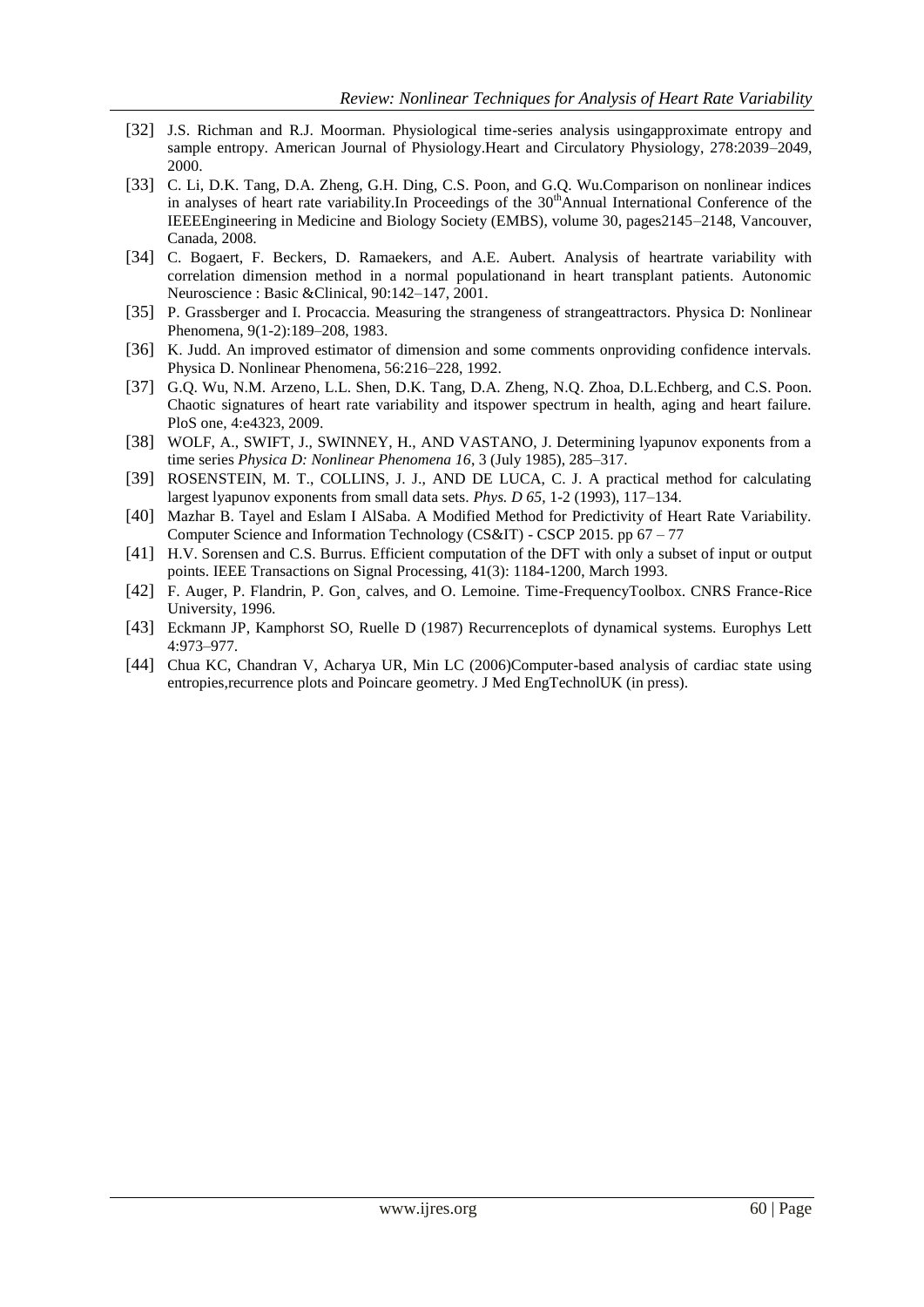- [32] J.S. Richman and R.J. Moorman. Physiological time-series analysis usingapproximate entropy and sample entropy. American Journal of Physiology.Heart and Circulatory Physiology, 278:2039–2049, 2000.
- [33] C. Li, D.K. Tang, D.A. Zheng, G.H. Ding, C.S. Poon, and G.Q. Wu.Comparison on nonlinear indices in analyses of heart rate variability.In Proceedings of the 30thAnnual International Conference of the IEEEEngineering in Medicine and Biology Society (EMBS), volume 30, pages2145–2148, Vancouver, Canada, 2008.
- [34] C. Bogaert, F. Beckers, D. Ramaekers, and A.E. Aubert. Analysis of heartrate variability with correlation dimension method in a normal populationand in heart transplant patients. Autonomic Neuroscience : Basic &Clinical, 90:142–147, 2001.
- [35] P. Grassberger and I. Procaccia. Measuring the strangeness of strangeattractors. Physica D: Nonlinear Phenomena, 9(1-2):189–208, 1983.
- [36] K. Judd. An improved estimator of dimension and some comments onproviding confidence intervals. Physica D. Nonlinear Phenomena, 56:216–228, 1992.
- [37] G.Q. Wu, N.M. Arzeno, L.L. Shen, D.K. Tang, D.A. Zheng, N.Q. Zhoa, D.L.Echberg, and C.S. Poon. Chaotic signatures of heart rate variability and itspower spectrum in health, aging and heart failure. PloS one, 4:e4323, 2009.
- [38] WOLF, A., SWIFT, J., SWINNEY, H., AND VASTANO, J. Determining lyapunov exponents from a time series *Physica D: Nonlinear Phenomena 16*, 3 (July 1985), 285–317.
- [39] ROSENSTEIN, M. T., COLLINS, J. J., AND DE LUCA, C. J. A practical method for calculating largest lyapunov exponents from small data sets. *Phys. D 65*, 1-2 (1993), 117–134.
- [40] Mazhar B. Tayel and Eslam I AlSaba. A Modified Method for Predictivity of Heart Rate Variability. Computer Science and Information Technology (CS&IT) - CSCP 2015. pp 67 – 77
- [41] H.V. Sorensen and C.S. Burrus. Efficient computation of the DFT with only a subset of input or output points. IEEE Transactions on Signal Processing, 41(3): 1184-1200, March 1993.
- [42] F. Auger, P. Flandrin, P. Gon¸ calves, and O. Lemoine. Time-FrequencyToolbox. CNRS France-Rice University, 1996.
- [43] Eckmann JP, Kamphorst SO, Ruelle D (1987) Recurrenceplots of dynamical systems. Europhys Lett 4:973–977.
- [44] Chua KC, Chandran V, Acharya UR, Min LC (2006)Computer-based analysis of cardiac state using entropies,recurrence plots and Poincare geometry. J Med EngTechnolUK (in press).